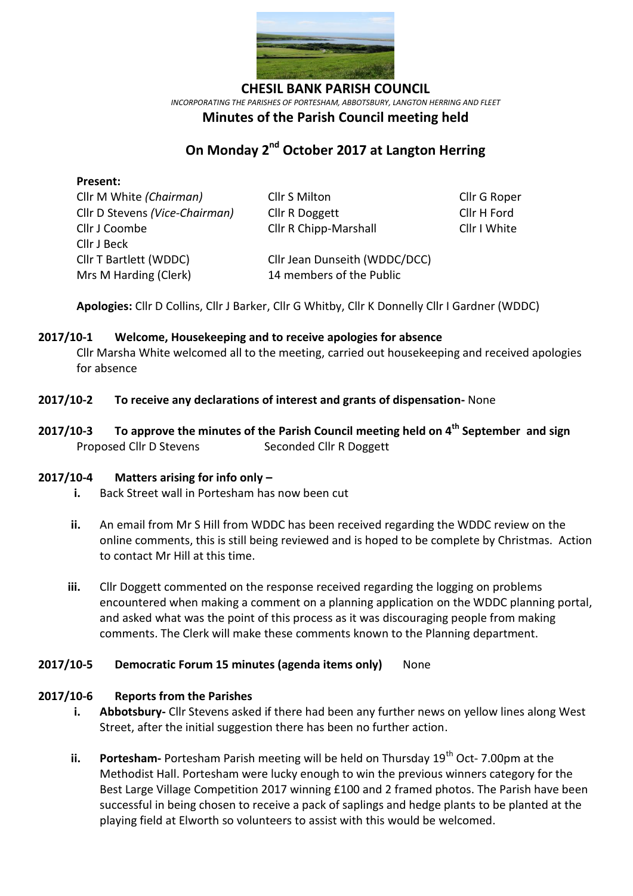# CHESIL BANK PARISH COUNCIL

*INCORPORATING THE PARISHES OF PORTESHAM, ABBOTSBURY, LANGTON HERRING AND FLEET*

## Minutes of the Parish Council meeting held

## On Monday 2nd October 2017 at Langton Herring

**Present:**

Cllr M White *(Chairman)*
Cllr D Stevens *(Vice-Chairman)*
Cllr J Coombe
Cllr J Beck
Cllr S Milton
Cllr R Doggett
Cllr R Chipp-Marshall
Cllr G Roper
Cllr H Ford
Cllr I White
Cllr T Bartlett (WDDC)
Cllr Jean Dunseith (WDDC/DCC)
Mrs M Harding (Clerk)
14 members of the Public

**Apologies:** Cllr D Collins, Cllr J Barker, Cllr G Whitby, Cllr K Donnelly Cllr I Gardner (WDDC)

**2017/10-1 Welcome, Housekeeping and to receive apologies for absence**

Cllr Marsha White welcomed all to the meeting, carried out housekeeping and received apologies for absence

**2017/10-2 To receive any declarations of interest and grants of dispensation-** None

**2017/10-3 To approve the minutes of the Parish Council meeting held on 4th September and sign**

Proposed Cllr D Stevens        Seconded Cllr R Doggett

**2017/10-4 Matters arising for info only –**

- **i.** Back Street wall in Portesham has now been cut
- **ii.** An email from Mr S Hill from WDDC has been received regarding the WDDC review on the online comments, this is still being reviewed and is hoped to be complete by Christmas. Action to contact Mr Hill at this time.
- **iii.** Cllr Doggett commented on the response received regarding the logging on problems encountered when making a comment on a planning application on the WDDC planning portal, and asked what was the point of this process as it was discouraging people from making comments. The Clerk will make these comments known to the Planning department.

**2017/10-5 Democratic Forum 15 minutes (agenda items only)** None

**2017/10-6 Reports from the Parishes**

- **i. Abbotsbury-** Cllr Stevens asked if there had been any further news on yellow lines along West Street, after the initial suggestion there has been no further action.
- **ii. Portesham-** Portesham Parish meeting will be held on Thursday 19th Oct- 7.00pm at the Methodist Hall. Portesham were lucky enough to win the previous winners category for the Best Large Village Competition 2017 winning £100 and 2 framed photos. The Parish have been successful in being chosen to receive a pack of saplings and hedge plants to be planted at the playing field at Elworth so volunteers to assist with this would be welcomed.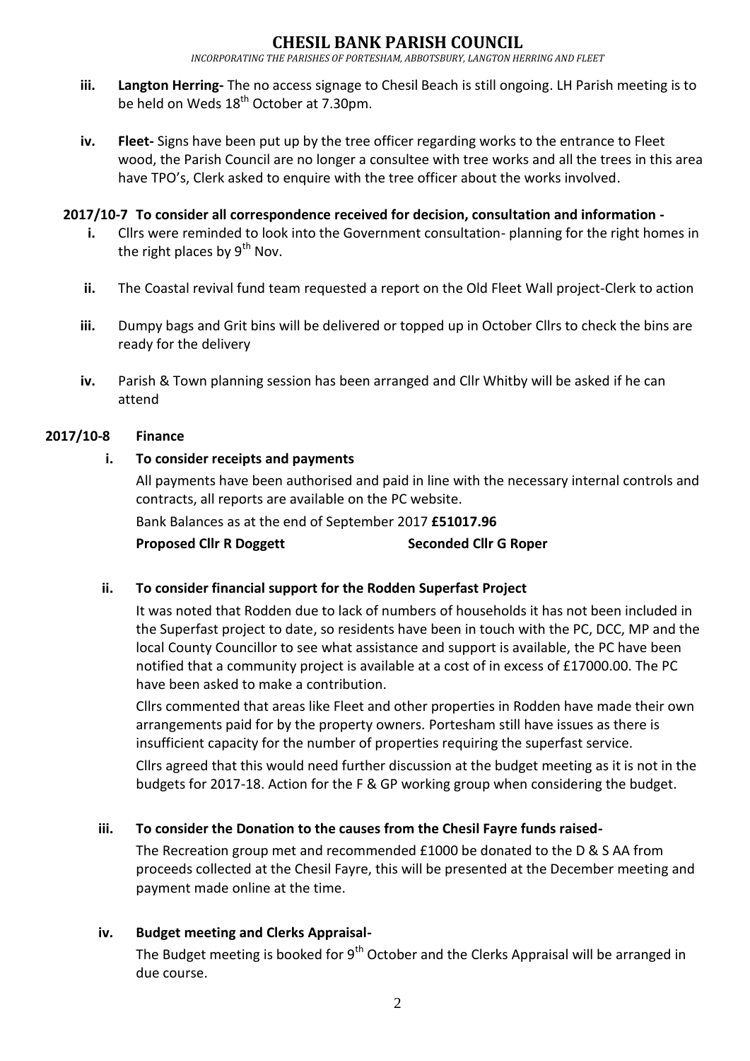- **iii. Langton Herring-** The no access signage to Chesil Beach is still ongoing. LH Parish meeting is to be held on Weds 18th October at 7.30pm.
- **iv. Fleet-** Signs have been put up by the tree officer regarding works to the entrance to Fleet wood, the Parish Council are no longer a consultee with tree works and all the trees in this area have TPO's, Clerk asked to enquire with the tree officer about the works involved.

**2017/10-7 To consider all correspondence received for decision, consultation and information -**

- **i.** Cllrs were reminded to look into the Government consultation- planning for the right homes in the right places by 9th Nov.
- **ii.** The Coastal revival fund team requested a report on the Old Fleet Wall project-Clerk to action
- **iii.** Dumpy bags and Grit bins will be delivered or topped up in October Cllrs to check the bins are ready for the delivery
- **iv.** Parish & Town planning session has been arranged and Cllr Whitby will be asked if he can attend

**2017/10-8 Finance**

**i. To consider receipts and payments**

All payments have been authorised and paid in line with the necessary internal controls and contracts, all reports are available on the PC website.

Bank Balances as at the end of September 2017 **£51017.96**

**Proposed Cllr R Doggett** **Seconded Cllr G Roper**

**ii. To consider financial support for the Rodden Superfast Project**

It was noted that Rodden due to lack of numbers of households it has not been included in the Superfast project to date, so residents have been in touch with the PC, DCC, MP and the local County Councillor to see what assistance and support is available, the PC have been notified that a community project is available at a cost of in excess of £17000.00. The PC have been asked to make a contribution.

Cllrs commented that areas like Fleet and other properties in Rodden have made their own arrangements paid for by the property owners. Portesham still have issues as there is insufficient capacity for the number of properties requiring the superfast service.

Cllrs agreed that this would need further discussion at the budget meeting as it is not in the budgets for 2017-18. Action for the F & GP working group when considering the budget.

**iii. To consider the Donation to the causes from the Chesil Fayre funds raised-**

The Recreation group met and recommended £1000 be donated to the D & S AA from proceeds collected at the Chesil Fayre, this will be presented at the December meeting and payment made online at the time.

**iv. Budget meeting and Clerks Appraisal-**

The Budget meeting is booked for 9th October and the Clerks Appraisal will be arranged in due course.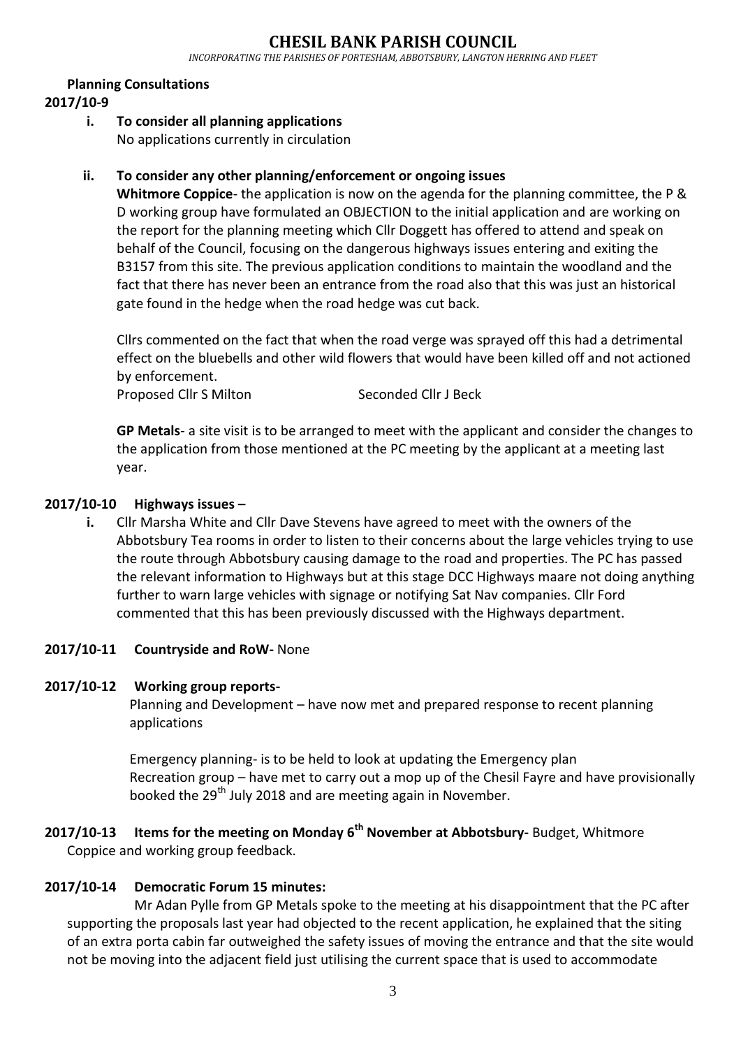# CHESIL BANK PARISH COUNCIL

*INCORPORATING THE PARISHES OF PORTESHAM, ABBOTSBURY, LANGTON HERRING AND FLEET*

**Planning Consultations**

**2017/10-9**

**i. To consider all planning applications**

No applications currently in circulation

**ii. To consider any other planning/enforcement or ongoing issues**

**Whitmore Coppice**- the application is now on the agenda for the planning committee, the P & D working group have formulated an OBJECTION to the initial application and are working on the report for the planning meeting which Cllr Doggett has offered to attend and speak on behalf of the Council, focusing on the dangerous highways issues entering and exiting the B3157 from this site. The previous application conditions to maintain the woodland and the fact that there has never been an entrance from the road also that this was just an historical gate found in the hedge when the road hedge was cut back.

Cllrs commented on the fact that when the road verge was sprayed off this had a detrimental effect on the bluebells and other wild flowers that would have been killed off and not actioned by enforcement.

Proposed Cllr S Milton Seconded Cllr J Beck

**GP Metals**- a site visit is to be arranged to meet with the applicant and consider the changes to the application from those mentioned at the PC meeting by the applicant at a meeting last year.

**2017/10-10 Highways issues –**

**i.** Cllr Marsha White and Cllr Dave Stevens have agreed to meet with the owners of the Abbotsbury Tea rooms in order to listen to their concerns about the large vehicles trying to use the route through Abbotsbury causing damage to the road and properties. The PC has passed the relevant information to Highways but at this stage DCC Highways maare not doing anything further to warn large vehicles with signage or notifying Sat Nav companies. Cllr Ford commented that this has been previously discussed with the Highways department.

**2017/10-11 Countryside and RoW-** None

**2017/10-12 Working group reports-**

Planning and Development – have now met and prepared response to recent planning applications

Emergency planning- is to be held to look at updating the Emergency plan

Recreation group – have met to carry out a mop up of the Chesil Fayre and have provisionally booked the 29th July 2018 and are meeting again in November.

**2017/10-13 Items for the meeting on Monday 6th November at Abbotsbury-** Budget, Whitmore Coppice and working group feedback.

**2017/10-14 Democratic Forum 15 minutes:**

Mr Adan Pylle from GP Metals spoke to the meeting at his disappointment that the PC after supporting the proposals last year had objected to the recent application, he explained that the siting of an extra porta cabin far outweighed the safety issues of moving the entrance and that the site would not be moving into the adjacent field just utilising the current space that is used to accommodate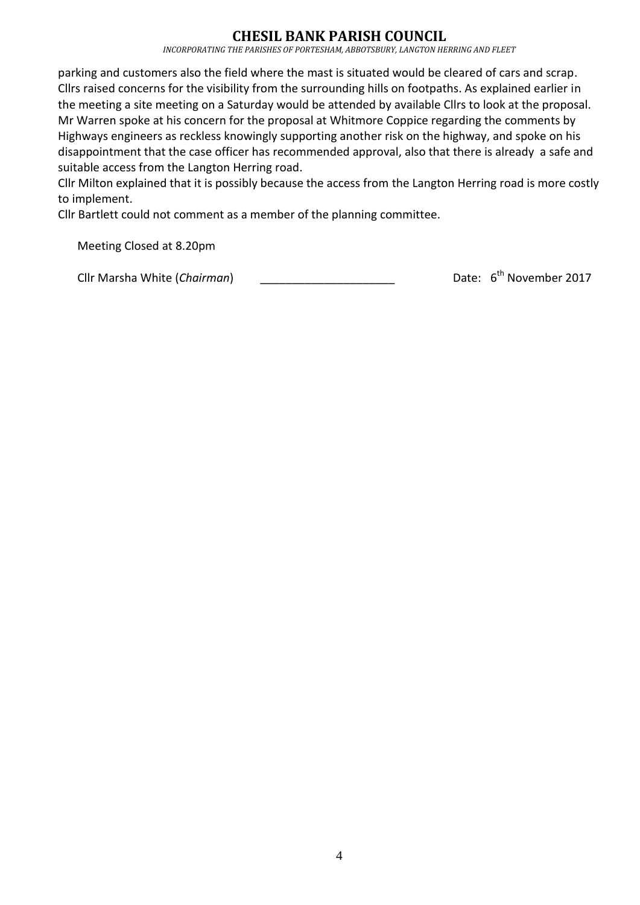parking and customers also the field where the mast is situated would be cleared of cars and scrap. Cllrs raised concerns for the visibility from the surrounding hills on footpaths. As explained earlier in the meeting a site meeting on a Saturday would be attended by available Cllrs to look at the proposal. Mr Warren spoke at his concern for the proposal at Whitmore Coppice regarding the comments by Highways engineers as reckless knowingly supporting another risk on the highway, and spoke on his disappointment that the case officer has recommended approval, also that there is already a safe and suitable access from the Langton Herring road.

Cllr Milton explained that it is possibly because the access from the Langton Herring road is more costly to implement.

Cllr Bartlett could not comment as a member of the planning committee.

Meeting Closed at 8.20pm

Cllr Marsha White (*Chairman*) _____________________ Date: 6th November 2017